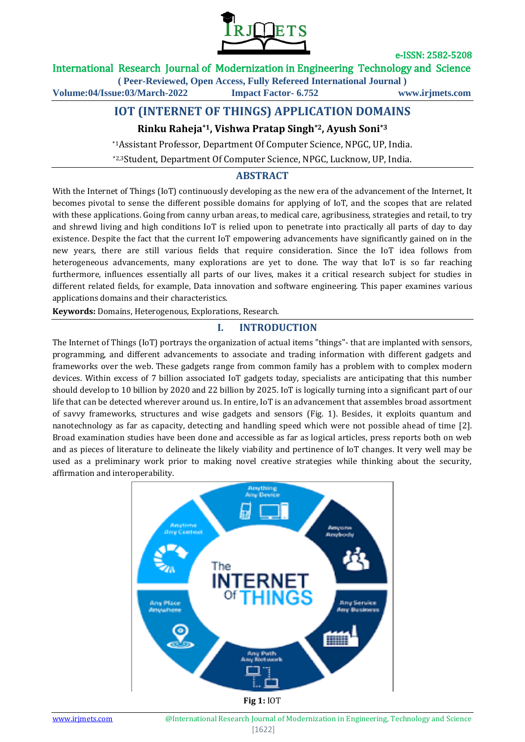# IOT (INTERNET OF THINGS) APPLICATION DOMAINS

**Rinku Raheja[*1], Vishwa Pratap Singh[*2], Ayush Soni[*3]**

[*1]Assistant Professor, Department Of Computer Science, NPGC, UP, India.

[*2,3]Student, Department Of Computer Science, NPGC, Lucknow, UP, India.

## ABSTRACT

With the Internet of Things (IoT) continuously developing as the new era of the advancement of the Internet, It becomes pivotal to sense the different possible domains for applying of IoT, and the scopes that are related with these applications. Going from canny urban areas, to medical care, agribusiness, strategies and retail, to try and shrewd living and high conditions IoT is relied upon to penetrate into practically all parts of day to day existence. Despite the fact that the current IoT empowering advancements have significantly gained on in the new years, there are still various fields that require consideration. Since the IoT idea follows from heterogeneous advancements, many explorations are yet to done. The way that IoT is so far reaching furthermore, influences essentially all parts of our lives, makes it a critical research subject for studies in different related fields, for example, Data innovation and software engineering. This paper examines various applications domains and their characteristics.

**Keywords:** Domains, Heterogenous, Explorations, Research.

## I. INTRODUCTION

The Internet of Things (IoT) portrays the organization of actual items "things"- that are implanted with sensors, programming, and different advancements to associate and trading information with different gadgets and frameworks over the web. These gadgets range from common family has a problem with to complex modern devices. Within excess of 7 billion associated IoT gadgets today, specialists are anticipating that this number should develop to 10 billion by 2020 and 22 billion by 2025. IoT is logically turning into a significant part of our life that can be detected wherever around us. In entire, IoT is an advancement that assembles broad assortment of savvy frameworks, structures and wise gadgets and sensors (Fig. 1). Besides, it exploits quantum and nanotechnology as far as capacity, detecting and handling speed which were not possible ahead of time [2]. Broad examination studies have been done and accessible as far as logical articles, press reports both on web and as pieces of literature to delineate the likely viability and pertinence of IoT changes. It very well may be used as a preliminary work prior to making novel creative strategies while thinking about the security, affirmation and interoperability.

**Fig 1:** IOT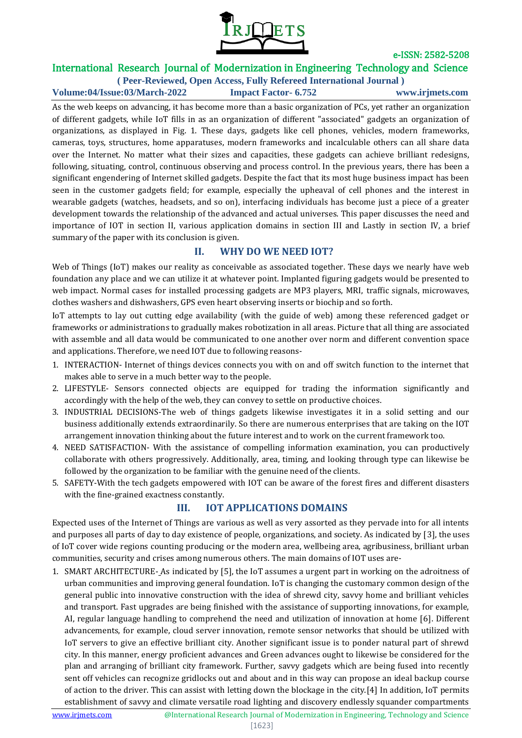As the web keeps on advancing, it has become more than a basic organization of PCs, yet rather an organization of different gadgets, while IoT fills in as an organization of different "associated" gadgets an organization of organizations, as displayed in Fig. 1. These days, gadgets like cell phones, vehicles, modern frameworks, cameras, toys, structures, home apparatuses, modern frameworks and incalculable others can all share data over the Internet. No matter what their sizes and capacities, these gadgets can achieve brilliant redesigns, following, situating, control, continuous observing and process control. In the previous years, there has been a significant engendering of Internet skilled gadgets. Despite the fact that its most huge business impact has been seen in the customer gadgets field; for example, especially the upheaval of cell phones and the interest in wearable gadgets (watches, headsets, and so on), interfacing individuals has become just a piece of a greater development towards the relationship of the advanced and actual universes. This paper discusses the need and importance of IOT in section II, various application domains in section III and Lastly in section IV, a brief summary of the paper with its conclusion is given.

## II. WHY DO WE NEED IOT?

Web of Things (IoT) makes our reality as conceivable as associated together. These days we nearly have web foundation any place and we can utilize it at whatever point. Implanted figuring gadgets would be presented to web impact. Normal cases for installed processing gadgets are MP3 players, MRI, traffic signals, microwaves, clothes washers and dishwashers, GPS even heart observing inserts or biochip and so forth.

IoT attempts to lay out cutting edge availability (with the guide of web) among these referenced gadget or frameworks or administrations to gradually makes robotization in all areas. Picture that all thing are associated with assemble and all data would be communicated to one another over norm and different convention space and applications. Therefore, we need IOT due to following reasons-

1. INTERACTION- Internet of things devices connects you with on and off switch function to the internet that makes able to serve in a much better way to the people.
2. LIFESTYLE- Sensors connected objects are equipped for trading the information significantly and accordingly with the help of the web, they can convey to settle on productive choices.
3. INDUSTRIAL DECISIONS-The web of things gadgets likewise investigates it in a solid setting and our business additionally extends extraordinarily. So there are numerous enterprises that are taking on the IOT arrangement innovation thinking about the future interest and to work on the current framework too.
4. NEED SATISFACTION- With the assistance of compelling information examination, you can productively collaborate with others progressively. Additionally, area, timing, and looking through type can likewise be followed by the organization to be familiar with the genuine need of the clients.
5. SAFETY-With the tech gadgets empowered with IOT can be aware of the forest fires and different disasters with the fine-grained exactness constantly.

## III. IOT APPLICATIONS DOMAINS

Expected uses of the Internet of Things are various as well as very assorted as they pervade into for all intents and purposes all parts of day to day existence of people, organizations, and society. As indicated by [3], the uses of IoT cover wide regions counting producing or the modern area, wellbeing area, agribusiness, brilliant urban communities, security and crises among numerous others. The main domains of IOT uses are-

1. SMART ARCHITECTURE- As indicated by [5], the IoT assumes a urgent part in working on the adroitness of urban communities and improving general foundation. IoT is changing the customary common design of the general public into innovative construction with the idea of shrewd city, savvy home and brilliant vehicles and transport. Fast upgrades are being finished with the assistance of supporting innovations, for example, AI, regular language handling to comprehend the need and utilization of innovation at home [6]. Different advancements, for example, cloud server innovation, remote sensor networks that should be utilized with IoT servers to give an effective brilliant city. Another significant issue is to ponder natural part of shrewd city. In this manner, energy proficient advances and Green advances ought to likewise be considered for the plan and arranging of brilliant city framework. Further, savvy gadgets which are being fused into recently sent off vehicles can recognize gridlocks out and about and in this way can propose an ideal backup course of action to the driver. This can assist with letting down the blockage in the city.[4] In addition, IoT permits establishment of savvy and climate versatile road lighting and discovery endlessly squander compartments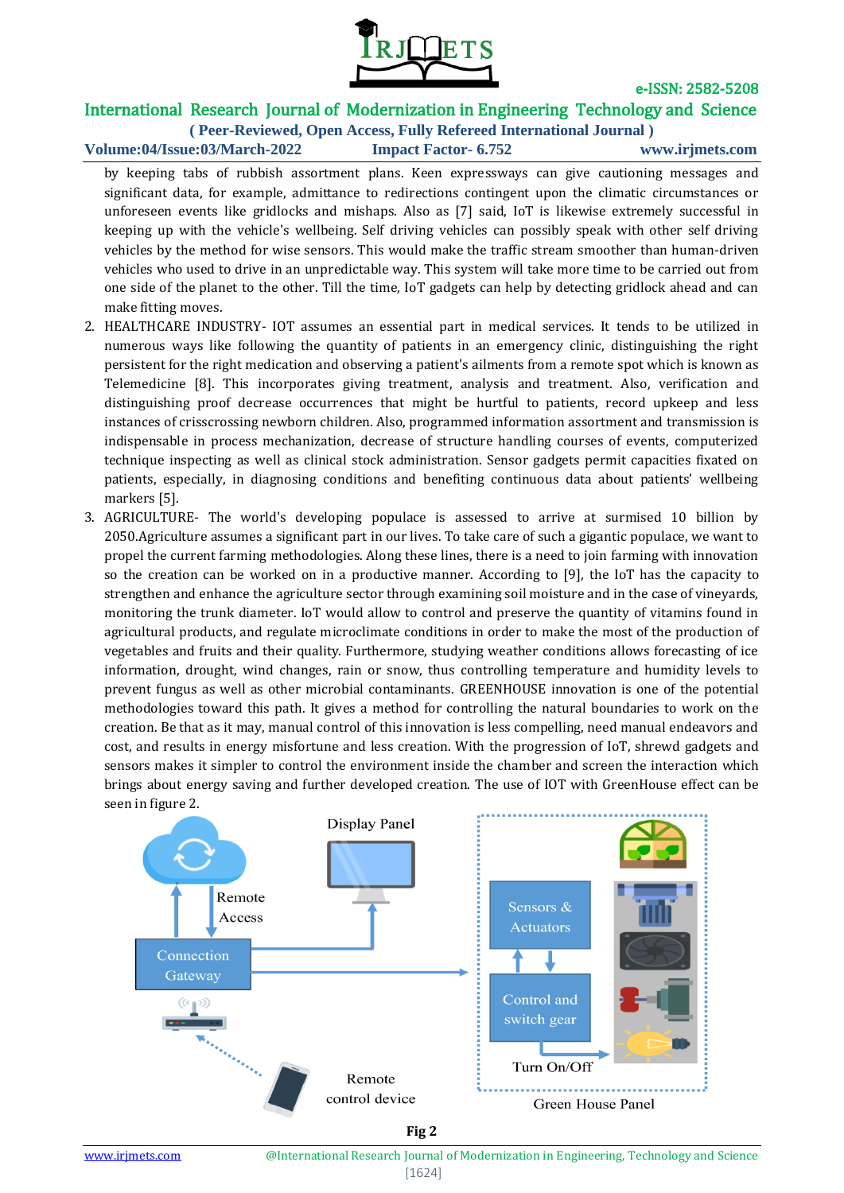by keeping tabs of rubbish assortment plans. Keen expressways can give cautioning messages and significant data, for example, admittance to redirections contingent upon the climatic circumstances or unforeseen events like gridlocks and mishaps. Also as [7] said, IoT is likewise extremely successful in keeping up with the vehicle's wellbeing. Self driving vehicles can possibly speak with other self driving vehicles by the method for wise sensors. This would make the traffic stream smoother than human-driven vehicles who used to drive in an unpredictable way. This system will take more time to be carried out from one side of the planet to the other. Till the time, IoT gadgets can help by detecting gridlock ahead and can make fitting moves.

2. HEALTHCARE INDUSTRY- IOT assumes an essential part in medical services. It tends to be utilized in numerous ways like following the quantity of patients in an emergency clinic, distinguishing the right persistent for the right medication and observing a patient's ailments from a remote spot which is known as Telemedicine [8]. This incorporates giving treatment, analysis and treatment. Also, verification and distinguishing proof decrease occurrences that might be hurtful to patients, record upkeep and less instances of crisscrossing newborn children. Also, programmed information assortment and transmission is indispensable in process mechanization, decrease of structure handling courses of events, computerized technique inspecting as well as clinical stock administration. Sensor gadgets permit capacities fixated on patients, especially, in diagnosing conditions and benefiting continuous data about patients' wellbeing markers [5].
3. AGRICULTURE- The world's developing populace is assessed to arrive at surmised 10 billion by 2050.Agriculture assumes a significant part in our lives. To take care of such a gigantic populace, we want to propel the current farming methodologies. Along these lines, there is a need to join farming with innovation so the creation can be worked on in a productive manner. According to [9], the IoT has the capacity to strengthen and enhance the agriculture sector through examining soil moisture and in the case of vineyards, monitoring the trunk diameter. IoT would allow to control and preserve the quantity of vitamins found in agricultural products, and regulate microclimate conditions in order to make the most of the production of vegetables and fruits and their quality. Furthermore, studying weather conditions allows forecasting of ice information, drought, wind changes, rain or snow, thus controlling temperature and humidity levels to prevent fungus as well as other microbial contaminants. GREENHOUSE innovation is one of the potential methodologies toward this path. It gives a method for controlling the natural boundaries to work on the creation. Be that as it may, manual control of this innovation is less compelling, need manual endeavors and cost, and results in energy misfortune and less creation. With the progression of IoT, shrewd gadgets and sensors makes it simpler to control the environment inside the chamber and screen the interaction which brings about energy saving and further developed creation. The use of IOT with GreenHouse effect can be seen in figure 2.

Display Panel

Remote Access

Connection Gateway

Sensors & Actuators

Control and switch gear

Turn On/Off

Remote control device

Green House Panel

**Fig 2**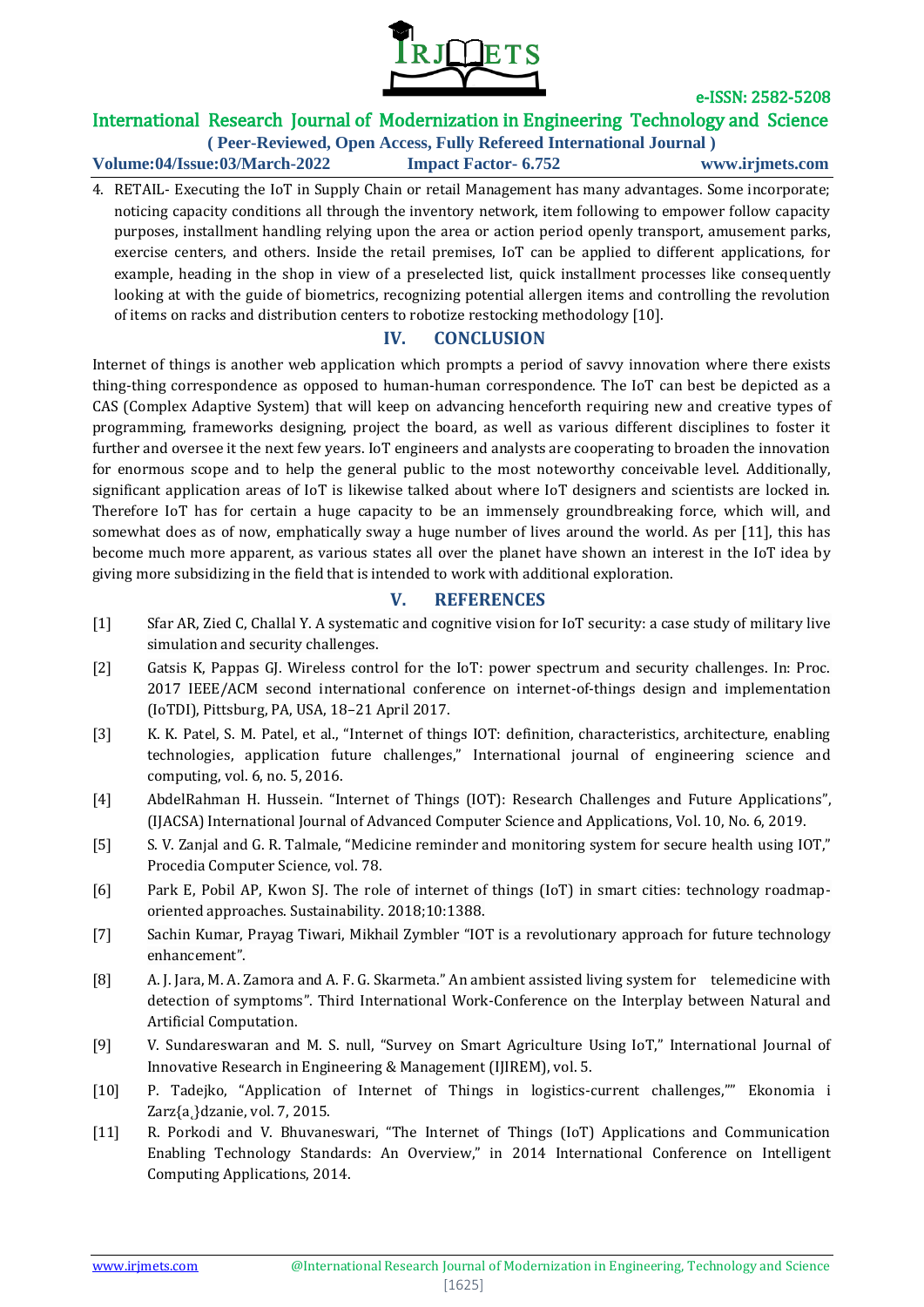4. RETAIL- Executing the IoT in Supply Chain or retail Management has many advantages. Some incorporate; noticing capacity conditions all through the inventory network, item following to empower follow capacity purposes, installment handling relying upon the area or action period openly transport, amusement parks, exercise centers, and others. Inside the retail premises, IoT can be applied to different applications, for example, heading in the shop in view of a preselected list, quick installment processes like consequently looking at with the guide of biometrics, recognizing potential allergen items and controlling the revolution of items on racks and distribution centers to robotize restocking methodology [10].

## IV. CONCLUSION

Internet of things is another web application which prompts a period of savvy innovation where there exists thing-thing correspondence as opposed to human-human correspondence. The IoT can best be depicted as a CAS (Complex Adaptive System) that will keep on advancing henceforth requiring new and creative types of programming, frameworks designing, project the board, as well as various different disciplines to foster it further and oversee it the next few years. IoT engineers and analysts are cooperating to broaden the innovation for enormous scope and to help the general public to the most noteworthy conceivable level. Additionally, significant application areas of IoT is likewise talked about where IoT designers and scientists are locked in. Therefore IoT has for certain a huge capacity to be an immensely groundbreaking force, which will, and somewhat does as of now, emphatically sway a huge number of lives around the world. As per [11], this has become much more apparent, as various states all over the planet have shown an interest in the IoT idea by giving more subsidizing in the field that is intended to work with additional exploration.

## V. REFERENCES

[1] Sfar AR, Zied C, Challal Y. A systematic and cognitive vision for IoT security: a case study of military live simulation and security challenges.

[2] Gatsis K, Pappas GJ. Wireless control for the IoT: power spectrum and security challenges. In: Proc. 2017 IEEE/ACM second international conference on internet-of-things design and implementation (IoTDI), Pittsburg, PA, USA, 18–21 April 2017.

[3] K. K. Patel, S. M. Patel, et al., "Internet of things IOT: definition, characteristics, architecture, enabling technologies, application future challenges," International journal of engineering science and computing, vol. 6, no. 5, 2016.

[4] AbdelRahman H. Hussein. "Internet of Things (IOT): Research Challenges and Future Applications", (IJACSA) International Journal of Advanced Computer Science and Applications, Vol. 10, No. 6, 2019.

[5] S. V. Zanjal and G. R. Talmale, "Medicine reminder and monitoring system for secure health using IOT," Procedia Computer Science, vol. 78.

[6] Park E, Pobil AP, Kwon SJ. The role of internet of things (IoT) in smart cities: technology roadmap-oriented approaches. Sustainability. 2018;10:1388.

[7] Sachin Kumar, Prayag Tiwari, Mikhail Zymbler "IOT is a revolutionary approach for future technology enhancement".

[8] A. J. Jara, M. A. Zamora and A. F. G. Skarmeta." An ambient assisted living system for telemedicine with detection of symptoms". Third International Work-Conference on the Interplay between Natural and Artificial Computation.

[9] V. Sundareswaran and M. S. null, "Survey on Smart Agriculture Using IoT," International Journal of Innovative Research in Engineering & Management (IJIREM), vol. 5.

[10] P. Tadejko, "Application of Internet of Things in logistics-current challenges,"" Ekonomia i Zarz{a¸}dzanie, vol. 7, 2015.

[11] R. Porkodi and V. Bhuvaneswari, "The Internet of Things (IoT) Applications and Communication Enabling Technology Standards: An Overview," in 2014 International Conference on Intelligent Computing Applications, 2014.